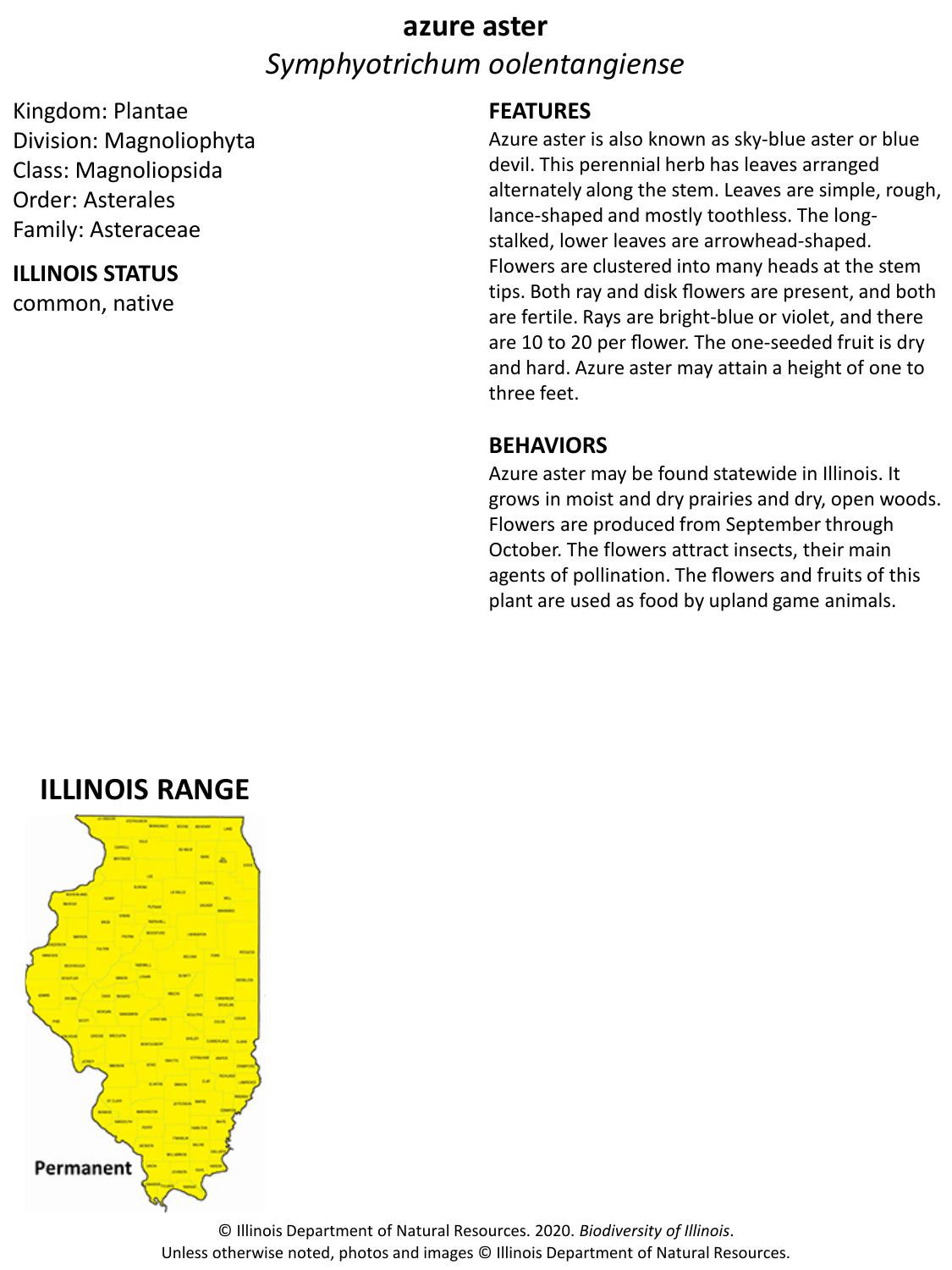# azure aster

## *Symphyotrichum oolentangiense*

Kingdom: Plantae
Division: Magnoliophyta
Class: Magnoliopsida
Order: Asterales
Family: Asteraceae

### ILLINOIS STATUS

common, native

### FEATURES

Azure aster is also known as sky-blue aster or blue devil. This perennial herb has leaves arranged alternately along the stem. Leaves are simple, rough, lance-shaped and mostly toothless. The long-stalked, lower leaves are arrowhead-shaped. Flowers are clustered into many heads at the stem tips. Both ray and disk flowers are present, and both are fertile. Rays are bright-blue or violet, and there are 10 to 20 per flower. The one-seeded fruit is dry and hard. Azure aster may attain a height of one to three feet.

### BEHAVIORS

Azure aster may be found statewide in Illinois. It grows in moist and dry prairies and dry, open woods. Flowers are produced from September through October. The flowers attract insects, their main agents of pollination. The flowers and fruits of this plant are used as food by upland game animals.

### ILLINOIS RANGE

Permanent

© Illinois Department of Natural Resources. 2020. *Biodiversity of Illinois*.
Unless otherwise noted, photos and images © Illinois Department of Natural Resources.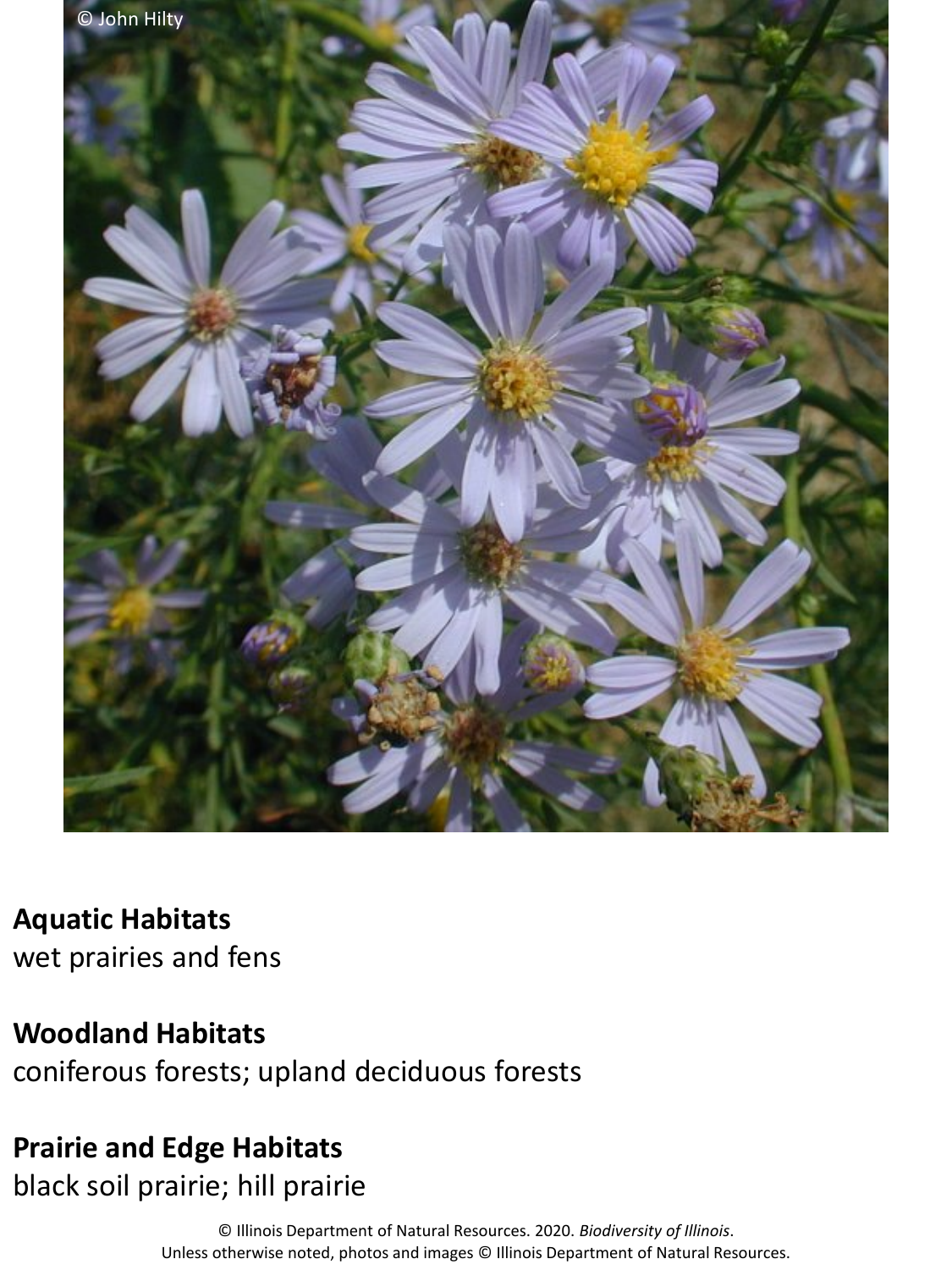**Aquatic Habitats**
wet prairies and fens

**Woodland Habitats**
coniferous forests; upland deciduous forests

**Prairie and Edge Habitats**
black soil prairie; hill prairie

© Illinois Department of Natural Resources. 2020. *Biodiversity of Illinois*.
Unless otherwise noted, photos and images © Illinois Department of Natural Resources.